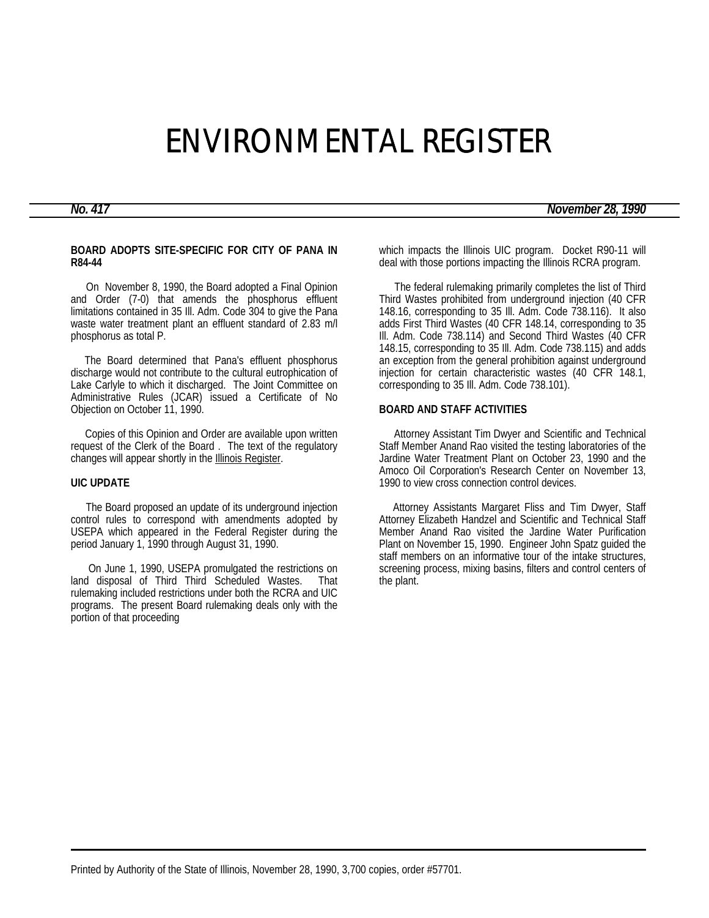# ENVIRONMENTAL REGISTER

***No. 417*** ***November 28, 1990***

**BOARD ADOPTS SITE-SPECIFIC FOR CITY OF PANA IN R84-44**

On November 8, 1990, the Board adopted a Final Opinion and Order (7-0) that amends the phosphorus effluent limitations contained in 35 Ill. Adm. Code 304 to give the Pana waste water treatment plant an effluent standard of 2.83 m/l phosphorus as total P.

The Board determined that Pana's effluent phosphorus discharge would not contribute to the cultural eutrophication of Lake Carlyle to which it discharged. The Joint Committee on Administrative Rules (JCAR) issued a Certificate of No Objection on October 11, 1990.

Copies of this Opinion and Order are available upon written request of the Clerk of the Board . The text of the regulatory changes will appear shortly in the Illinois Register.

**UIC UPDATE**

The Board proposed an update of its underground injection control rules to correspond with amendments adopted by USEPA which appeared in the Federal Register during the period January 1, 1990 through August 31, 1990.

On June 1, 1990, USEPA promulgated the restrictions on land disposal of Third Third Scheduled Wastes. That rulemaking included restrictions under both the RCRA and UIC programs. The present Board rulemaking deals only with the portion of that proceeding which impacts the Illinois UIC program. Docket R90-11 will deal with those portions impacting the Illinois RCRA program.

The federal rulemaking primarily completes the list of Third Third Wastes prohibited from underground injection (40 CFR 148.16, corresponding to 35 Ill. Adm. Code 738.116). It also adds First Third Wastes (40 CFR 148.14, corresponding to 35 Ill. Adm. Code 738.114) and Second Third Wastes (40 CFR 148.15, corresponding to 35 Ill. Adm. Code 738.115) and adds an exception from the general prohibition against underground injection for certain characteristic wastes (40 CFR 148.1, corresponding to 35 Ill. Adm. Code 738.101).

**BOARD AND STAFF ACTIVITIES**

Attorney Assistant Tim Dwyer and Scientific and Technical Staff Member Anand Rao visited the testing laboratories of the Jardine Water Treatment Plant on October 23, 1990 and the Amoco Oil Corporation's Research Center on November 13, 1990 to view cross connection control devices.

Attorney Assistants Margaret Fliss and Tim Dwyer, Staff Attorney Elizabeth Handzel and Scientific and Technical Staff Member Anand Rao visited the Jardine Water Purification Plant on November 15, 1990. Engineer John Spatz guided the staff members on an informative tour of the intake structures, screening process, mixing basins, filters and control centers of the plant.

Printed by Authority of the State of Illinois, November 28, 1990, 3,700 copies, order #57701.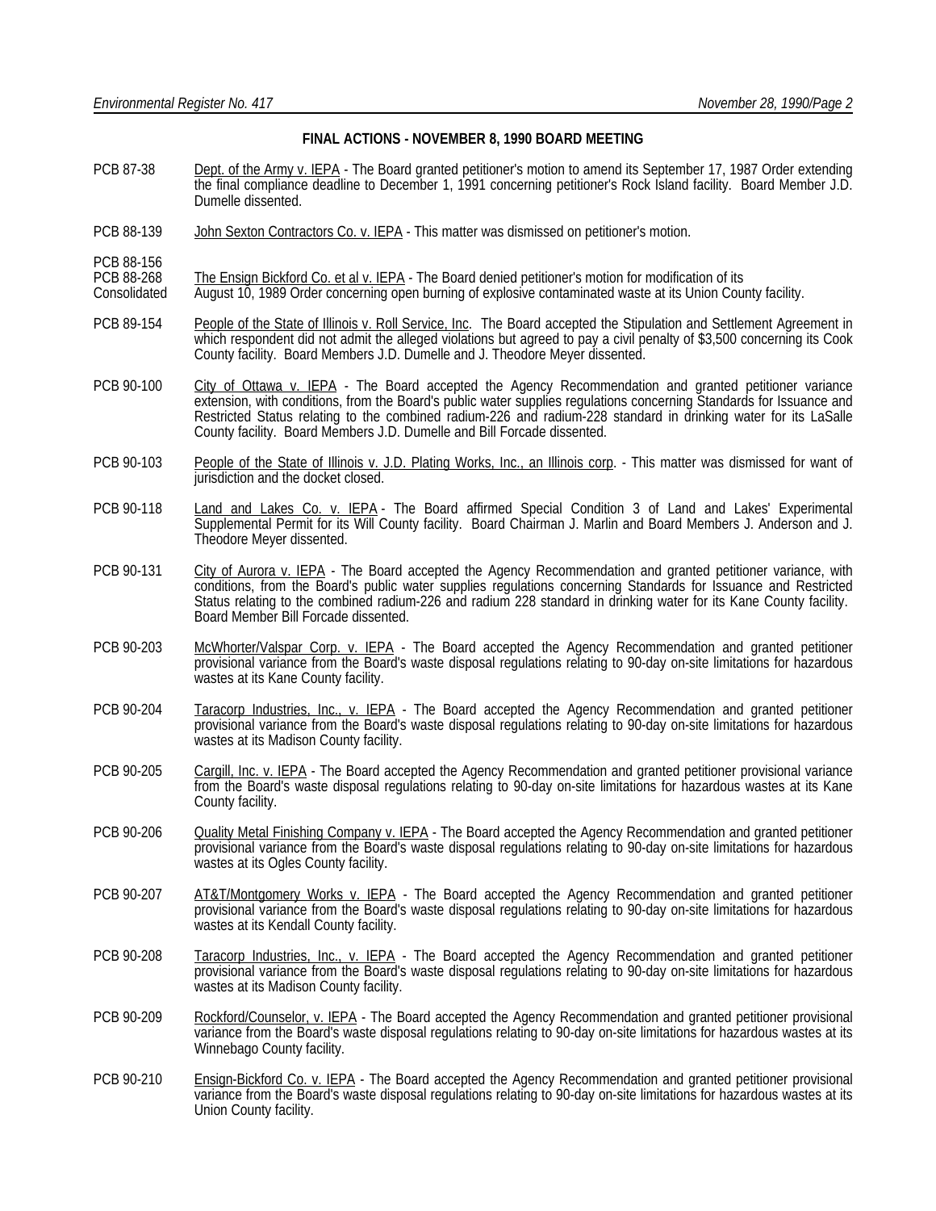## FINAL ACTIONS - NOVEMBER 8, 1990 BOARD MEETING

PCB 87-38 — Dept. of the Army v. IEPA - The Board granted petitioner's motion to amend its September 17, 1987 Order extending the final compliance deadline to December 1, 1991 concerning petitioner's Rock Island facility. Board Member J.D. Dumelle dissented.

PCB 88-139 — John Sexton Contractors Co. v. IEPA - This matter was dismissed on petitioner's motion.

PCB 88-156
PCB 88-268
Consolidated — The Ensign Bickford Co. et al v. IEPA - The Board denied petitioner's motion for modification of its August 10, 1989 Order concerning open burning of explosive contaminated waste at its Union County facility.

PCB 89-154 — People of the State of Illinois v. Roll Service, Inc. The Board accepted the Stipulation and Settlement Agreement in which respondent did not admit the alleged violations but agreed to pay a civil penalty of $3,500 concerning its Cook County facility. Board Members J.D. Dumelle and J. Theodore Meyer dissented.

PCB 90-100 — City of Ottawa v. IEPA - The Board accepted the Agency Recommendation and granted petitioner variance extension, with conditions, from the Board's public water supplies regulations concerning Standards for Issuance and Restricted Status relating to the combined radium-226 and radium-228 standard in drinking water for its LaSalle County facility. Board Members J.D. Dumelle and Bill Forcade dissented.

PCB 90-103 — People of the State of Illinois v. J.D. Plating Works, Inc., an Illinois corp. - This matter was dismissed for want of jurisdiction and the docket closed.

PCB 90-118 — Land and Lakes Co. v. IEPA - The Board affirmed Special Condition 3 of Land and Lakes' Experimental Supplemental Permit for its Will County facility. Board Chairman J. Marlin and Board Members J. Anderson and J. Theodore Meyer dissented.

PCB 90-131 — City of Aurora v. IEPA - The Board accepted the Agency Recommendation and granted petitioner variance, with conditions, from the Board's public water supplies regulations concerning Standards for Issuance and Restricted Status relating to the combined radium-226 and radium 228 standard in drinking water for its Kane County facility. Board Member Bill Forcade dissented.

PCB 90-203 — McWhorter/Valspar Corp. v. IEPA - The Board accepted the Agency Recommendation and granted petitioner provisional variance from the Board's waste disposal regulations relating to 90-day on-site limitations for hazardous wastes at its Kane County facility.

PCB 90-204 — Taracorp Industries, Inc., v. IEPA - The Board accepted the Agency Recommendation and granted petitioner provisional variance from the Board's waste disposal regulations relating to 90-day on-site limitations for hazardous wastes at its Madison County facility.

PCB 90-205 — Cargill, Inc. v. IEPA - The Board accepted the Agency Recommendation and granted petitioner provisional variance from the Board's waste disposal regulations relating to 90-day on-site limitations for hazardous wastes at its Kane County facility.

PCB 90-206 — Quality Metal Finishing Company v. IEPA - The Board accepted the Agency Recommendation and granted petitioner provisional variance from the Board's waste disposal regulations relating to 90-day on-site limitations for hazardous wastes at its Ogles County facility.

PCB 90-207 — AT&T/Montgomery Works v. IEPA - The Board accepted the Agency Recommendation and granted petitioner provisional variance from the Board's waste disposal regulations relating to 90-day on-site limitations for hazardous wastes at its Kendall County facility.

PCB 90-208 — Taracorp Industries, Inc., v. IEPA - The Board accepted the Agency Recommendation and granted petitioner provisional variance from the Board's waste disposal regulations relating to 90-day on-site limitations for hazardous wastes at its Madison County facility.

PCB 90-209 — Rockford/Counselor, v. IEPA - The Board accepted the Agency Recommendation and granted petitioner provisional variance from the Board's waste disposal regulations relating to 90-day on-site limitations for hazardous wastes at its Winnebago County facility.

PCB 90-210 — Ensign-Bickford Co. v. IEPA - The Board accepted the Agency Recommendation and granted petitioner provisional variance from the Board's waste disposal regulations relating to 90-day on-site limitations for hazardous wastes at its Union County facility.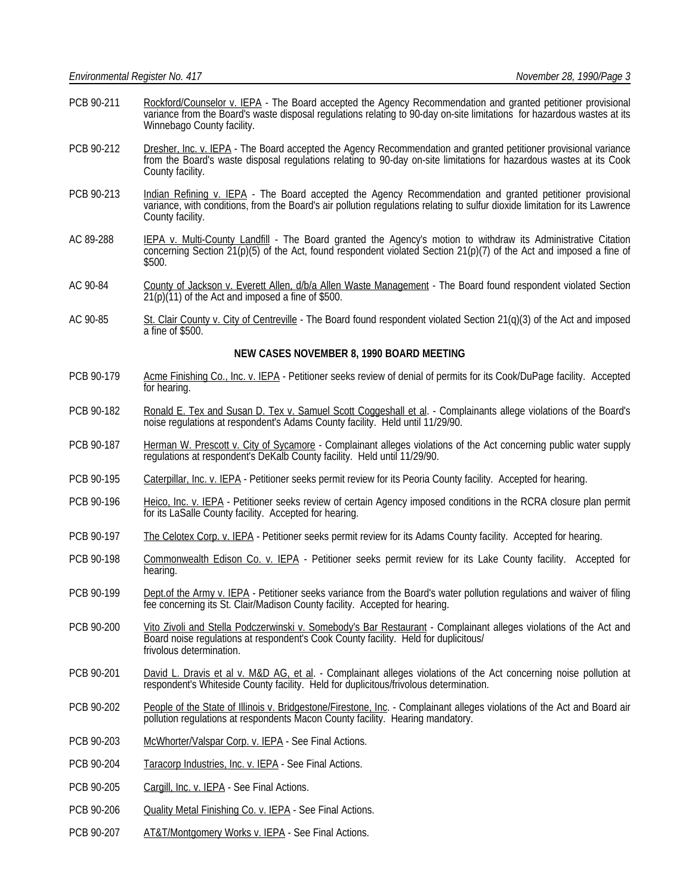PCB 90-211 Rockford/Counselor v. IEPA - The Board accepted the Agency Recommendation and granted petitioner provisional variance from the Board's waste disposal regulations relating to 90-day on-site limitations for hazardous wastes at its Winnebago County facility.

PCB 90-212 Dresher, Inc. v. IEPA - The Board accepted the Agency Recommendation and granted petitioner provisional variance from the Board's waste disposal regulations relating to 90-day on-site limitations for hazardous wastes at its Cook County facility.

PCB 90-213 Indian Refining v. IEPA - The Board accepted the Agency Recommendation and granted petitioner provisional variance, with conditions, from the Board's air pollution regulations relating to sulfur dioxide limitation for its Lawrence County facility.

AC 89-288 IEPA v. Multi-County Landfill - The Board granted the Agency's motion to withdraw its Administrative Citation concerning Section 21(p)(5) of the Act, found respondent violated Section 21(p)(7) of the Act and imposed a fine of $500.

AC 90-84 County of Jackson v. Everett Allen, d/b/a Allen Waste Management - The Board found respondent violated Section 21(p)(11) of the Act and imposed a fine of $500.

AC 90-85 St. Clair County v. City of Centreville - The Board found respondent violated Section 21(q)(3) of the Act and imposed a fine of $500.

**NEW CASES NOVEMBER 8, 1990 BOARD MEETING**

PCB 90-179 Acme Finishing Co., Inc. v. IEPA - Petitioner seeks review of denial of permits for its Cook/DuPage facility. Accepted for hearing.

PCB 90-182 Ronald E. Tex and Susan D. Tex v. Samuel Scott Coggeshall et al. - Complainants allege violations of the Board's noise regulations at respondent's Adams County facility. Held until 11/29/90.

PCB 90-187 Herman W. Prescott v. City of Sycamore - Complainant alleges violations of the Act concerning public water supply regulations at respondent's DeKalb County facility. Held until 11/29/90.

PCB 90-195 Caterpillar, Inc. v. IEPA - Petitioner seeks permit review for its Peoria County facility. Accepted for hearing.

PCB 90-196 Heico, Inc. v. IEPA - Petitioner seeks review of certain Agency imposed conditions in the RCRA closure plan permit for its LaSalle County facility. Accepted for hearing.

PCB 90-197 The Celotex Corp. v. IEPA - Petitioner seeks permit review for its Adams County facility. Accepted for hearing.

PCB 90-198 Commonwealth Edison Co. v. IEPA - Petitioner seeks permit review for its Lake County facility. Accepted for hearing.

PCB 90-199 Dept.of the Army v. IEPA - Petitioner seeks variance from the Board's water pollution regulations and waiver of filing fee concerning its St. Clair/Madison County facility. Accepted for hearing.

PCB 90-200 Vito Zivoli and Stella Podczerwinski v. Somebody's Bar Restaurant - Complainant alleges violations of the Act and Board noise regulations at respondent's Cook County facility. Held for duplicitous/frivolous determination.

PCB 90-201 David L. Dravis et al v. M&D AG, et al. - Complainant alleges violations of the Act concerning noise pollution at respondent's Whiteside County facility. Held for duplicitous/frivolous determination.

PCB 90-202 People of the State of Illinois v. Bridgestone/Firestone, Inc. - Complainant alleges violations of the Act and Board air pollution regulations at respondents Macon County facility. Hearing mandatory.

PCB 90-203 McWhorter/Valspar Corp. v. IEPA - See Final Actions.

PCB 90-204 Taracorp Industries, Inc. v. IEPA - See Final Actions.

PCB 90-205 Cargill, Inc. v. IEPA - See Final Actions.

PCB 90-206 Quality Metal Finishing Co. v. IEPA - See Final Actions.

PCB 90-207 AT&T/Montgomery Works v. IEPA - See Final Actions.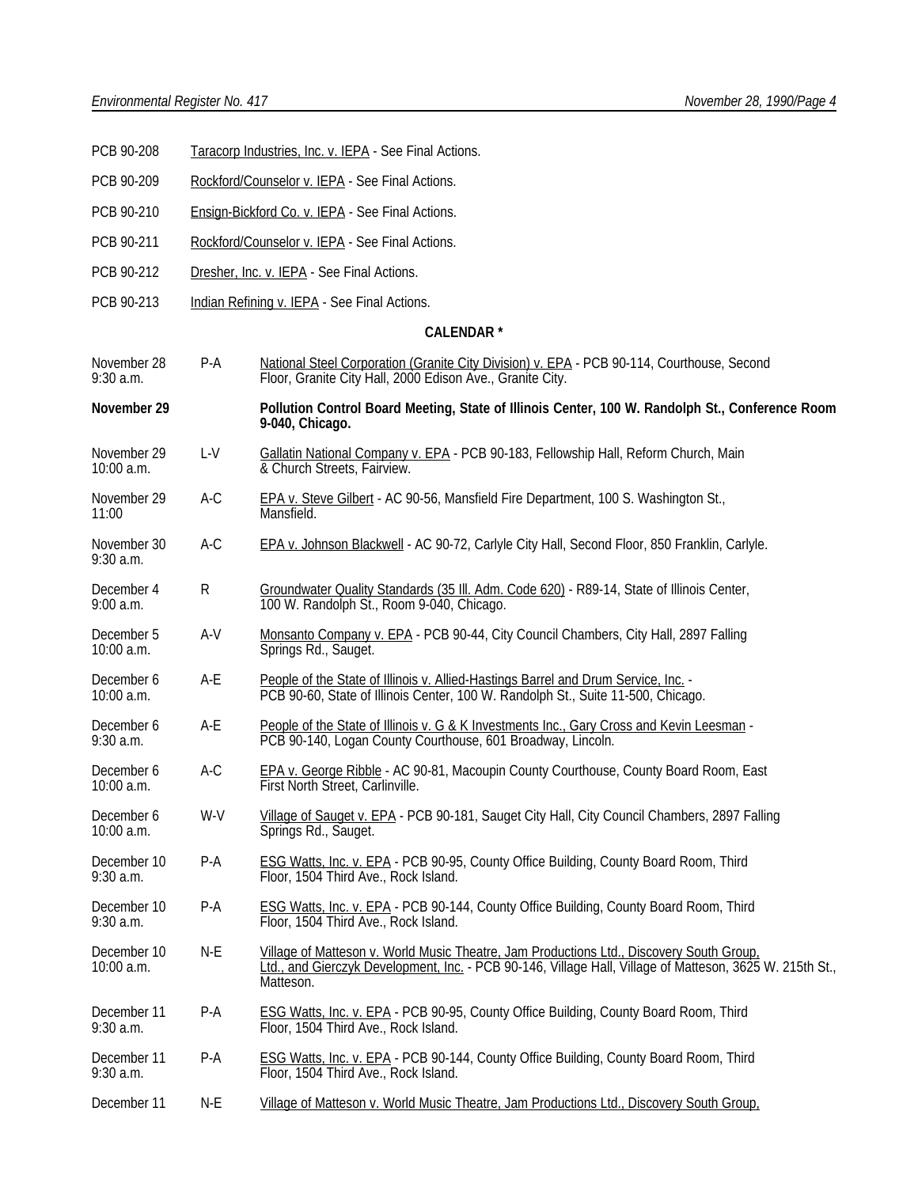PCB 90-208 Taracorp Industries, Inc. v. IEPA - See Final Actions.

PCB 90-209 Rockford/Counselor v. IEPA - See Final Actions.

PCB 90-210 Ensign-Bickford Co. v. IEPA - See Final Actions.

PCB 90-211 Rockford/Counselor v. IEPA - See Final Actions.

PCB 90-212 Dresher, Inc. v. IEPA - See Final Actions.

PCB 90-213 Indian Refining v. IEPA - See Final Actions.

**CALENDAR ***

| | | |
|---|---|---|
| November 28 9:30 a.m. | P-A | National Steel Corporation (Granite City Division) v. EPA - PCB 90-114, Courthouse, Second Floor, Granite City Hall, 2000 Edison Ave., Granite City. |
| **November 29** | | **Pollution Control Board Meeting, State of Illinois Center, 100 W. Randolph St., Conference Room 9-040, Chicago.** |
| November 29 10:00 a.m. | L-V | Gallatin National Company v. EPA - PCB 90-183, Fellowship Hall, Reform Church, Main & Church Streets, Fairview. |
| November 29 11:00 | A-C | EPA v. Steve Gilbert - AC 90-56, Mansfield Fire Department, 100 S. Washington St., Mansfield. |
| November 30 9:30 a.m. | A-C | EPA v. Johnson Blackwell - AC 90-72, Carlyle City Hall, Second Floor, 850 Franklin, Carlyle. |
| December 4 9:00 a.m. | R | Groundwater Quality Standards (35 Ill. Adm. Code 620) - R89-14, State of Illinois Center, 100 W. Randolph St., Room 9-040, Chicago. |
| December 5 10:00 a.m. | A-V | Monsanto Company v. EPA - PCB 90-44, City Council Chambers, City Hall, 2897 Falling Springs Rd., Sauget. |
| December 6 10:00 a.m. | A-E | People of the State of Illinois v. Allied-Hastings Barrel and Drum Service, Inc. - PCB 90-60, State of Illinois Center, 100 W. Randolph St., Suite 11-500, Chicago. |
| December 6 9:30 a.m. | A-E | People of the State of Illinois v. G & K Investments Inc., Gary Cross and Kevin Leesman - PCB 90-140, Logan County Courthouse, 601 Broadway, Lincoln. |
| December 6 10:00 a.m. | A-C | EPA v. George Ribble - AC 90-81, Macoupin County Courthouse, County Board Room, East First North Street, Carlinville. |
| December 6 10:00 a.m. | W-V | Village of Sauget v. EPA - PCB 90-181, Sauget City Hall, City Council Chambers, 2897 Falling Springs Rd., Sauget. |
| December 10 9:30 a.m. | P-A | ESG Watts, Inc. v. EPA - PCB 90-95, County Office Building, County Board Room, Third Floor, 1504 Third Ave., Rock Island. |
| December 10 9:30 a.m. | P-A | ESG Watts, Inc. v. EPA - PCB 90-144, County Office Building, County Board Room, Third Floor, 1504 Third Ave., Rock Island. |
| December 10 10:00 a.m. | N-E | Village of Matteson v. World Music Theatre, Jam Productions Ltd., Discovery South Group, Ltd., and Gierczyk Development, Inc. - PCB 90-146, Village Hall, Village of Matteson, 3625 W. 215th St., Matteson. |
| December 11 9:30 a.m. | P-A | ESG Watts, Inc. v. EPA - PCB 90-95, County Office Building, County Board Room, Third Floor, 1504 Third Ave., Rock Island. |
| December 11 9:30 a.m. | P-A | ESG Watts, Inc. v. EPA - PCB 90-144, County Office Building, County Board Room, Third Floor, 1504 Third Ave., Rock Island. |
| December 11 | N-E | Village of Matteson v. World Music Theatre, Jam Productions Ltd., Discovery South Group, |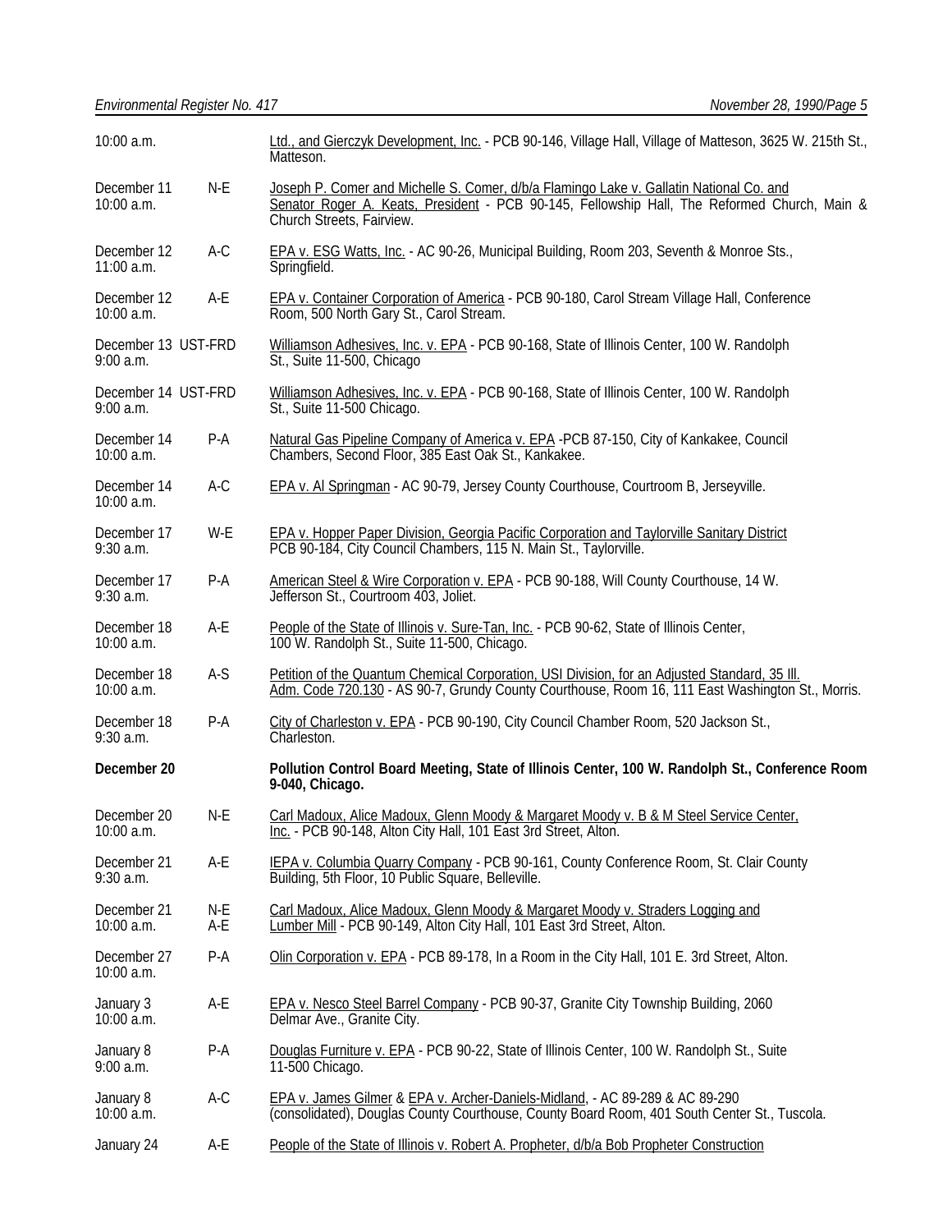| | | |
|---|---|---|
| 10:00 a.m. | | Ltd., and Gierczyk Development, Inc. - PCB 90-146, Village Hall, Village of Matteson, 3625 W. 215th St., Matteson. |
| December 11<br>10:00 a.m. | N-E | Joseph P. Comer and Michelle S. Comer, d/b/a Flamingo Lake v. Gallatin National Co. and Senator Roger A. Keats, President - PCB 90-145, Fellowship Hall, The Reformed Church, Main & Church Streets, Fairview. |
| December 12<br>11:00 a.m. | A-C | EPA v. ESG Watts, Inc. - AC 90-26, Municipal Building, Room 203, Seventh & Monroe Sts., Springfield. |
| December 12<br>10:00 a.m. | A-E | EPA v. Container Corporation of America - PCB 90-180, Carol Stream Village Hall, Conference Room, 500 North Gary St., Carol Stream. |
| December 13<br>9:00 a.m. | UST-FRD | Williamson Adhesives, Inc. v. EPA - PCB 90-168, State of Illinois Center, 100 W. Randolph St., Suite 11-500, Chicago |
| December 14<br>9:00 a.m. | UST-FRD | Williamson Adhesives, Inc. v. EPA - PCB 90-168, State of Illinois Center, 100 W. Randolph St., Suite 11-500 Chicago. |
| December 14<br>10:00 a.m. | P-A | Natural Gas Pipeline Company of America v. EPA -PCB 87-150, City of Kankakee, Council Chambers, Second Floor, 385 East Oak St., Kankakee. |
| December 14<br>10:00 a.m. | A-C | EPA v. Al Springman - AC 90-79, Jersey County Courthouse, Courtroom B, Jerseyville. |
| December 17<br>9:30 a.m. | W-E | EPA v. Hopper Paper Division, Georgia Pacific Corporation and Taylorville Sanitary District PCB 90-184, City Council Chambers, 115 N. Main St., Taylorville. |
| December 17<br>9:30 a.m. | P-A | American Steel & Wire Corporation v. EPA - PCB 90-188, Will County Courthouse, 14 W. Jefferson St., Courtroom 403, Joliet. |
| December 18<br>10:00 a.m. | A-E | People of the State of Illinois v. Sure-Tan, Inc. - PCB 90-62, State of Illinois Center, 100 W. Randolph St., Suite 11-500, Chicago. |
| December 18<br>10:00 a.m. | A-S | Petition of the Quantum Chemical Corporation, USI Division, for an Adjusted Standard, 35 Ill. Adm. Code 720.130 - AS 90-7, Grundy County Courthouse, Room 16, 111 East Washington St., Morris. |
| December 18<br>9:30 a.m. | P-A | City of Charleston v. EPA - PCB 90-190, City Council Chamber Room, 520 Jackson St., Charleston. |
| **December 20** | | **Pollution Control Board Meeting, State of Illinois Center, 100 W. Randolph St., Conference Room 9-040, Chicago.** |
| December 20<br>10:00 a.m. | N-E | Carl Madoux, Alice Madoux, Glenn Moody & Margaret Moody v. B & M Steel Service Center, Inc. - PCB 90-148, Alton City Hall, 101 East 3rd Street, Alton. |
| December 21<br>9:30 a.m. | A-E | IEPA v. Columbia Quarry Company - PCB 90-161, County Conference Room, St. Clair County Building, 5th Floor, 10 Public Square, Belleville. |
| December 21<br>10:00 a.m. | N-E<br>A-E | Carl Madoux, Alice Madoux, Glenn Moody & Margaret Moody v. Straders Logging and Lumber Mill - PCB 90-149, Alton City Hall, 101 East 3rd Street, Alton. |
| December 27<br>10:00 a.m. | P-A | Olin Corporation v. EPA - PCB 89-178, In a Room in the City Hall, 101 E. 3rd Street, Alton. |
| January 3<br>10:00 a.m. | A-E | EPA v. Nesco Steel Barrel Company - PCB 90-37, Granite City Township Building, 2060 Delmar Ave., Granite City. |
| January 8<br>9:00 a.m. | P-A | Douglas Furniture v. EPA - PCB 90-22, State of Illinois Center, 100 W. Randolph St., Suite 11-500 Chicago. |
| January 8<br>10:00 a.m. | A-C | EPA v. James Gilmer & EPA v. Archer-Daniels-Midland, - AC 89-289 & AC 89-290 (consolidated), Douglas County Courthouse, County Board Room, 401 South Center St., Tuscola. |
| January 24 | A-E | People of the State of Illinois v. Robert A. Propheter, d/b/a Bob Propheter Construction |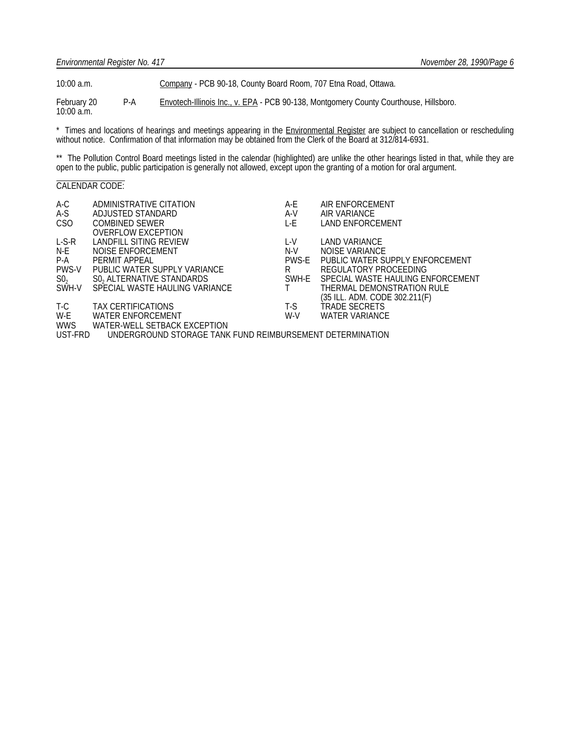| | | |
|---|---|---|
| 10:00 a.m. | | Company - PCB 90-18, County Board Room, 707 Etna Road, Ottawa. |
| February 20<br>10:00 a.m. | P-A | Envotech-Illinois Inc., v. EPA - PCB 90-138, Montgomery County Courthouse, Hillsboro. |

\* Times and locations of hearings and meetings appearing in the Environmental Register are subject to cancellation or rescheduling without notice. Confirmation of that information may be obtained from the Clerk of the Board at 312/814-6931.

\*\* The Pollution Control Board meetings listed in the calendar (highlighted) are unlike the other hearings listed in that, while they are open to the public, public participation is generally not allowed, except upon the granting of a motion for oral argument.

CALENDAR CODE:

| | | | |
|---|---|---|---|
| A-C | ADMINISTRATIVE CITATION | A-E | AIR ENFORCEMENT |
| A-S | ADJUSTED STANDARD | A-V | AIR VARIANCE |
| CSO | COMBINED SEWER OVERFLOW EXCEPTION | L-E | LAND ENFORCEMENT |
| L-S-R | LANDFILL SITING REVIEW | L-V | LAND VARIANCE |
| N-E | NOISE ENFORCEMENT | N-V | NOISE VARIANCE |
| P-A | PERMIT APPEAL | PWS-E | PUBLIC WATER SUPPLY ENFORCEMENT |
| PWS-V | PUBLIC WATER SUPPLY VARIANCE | R | REGULATORY PROCEEDING |
| $S0_2$ | $S0_2$ ALTERNATIVE STANDARDS | SWH-E | SPECIAL WASTE HAULING ENFORCEMENT |
| SWH-V | SPECIAL WASTE HAULING VARIANCE | T | THERMAL DEMONSTRATION RULE (35 ILL. ADM. CODE 302.211(F) |
| T-C | TAX CERTIFICATIONS | T-S | TRADE SECRETS |
| W-E | WATER ENFORCEMENT | W-V | WATER VARIANCE |
| WWS | WATER-WELL SETBACK EXCEPTION | | |
| UST-FRD | UNDERGROUND STORAGE TANK FUND REIMBURSEMENT DETERMINATION | | |